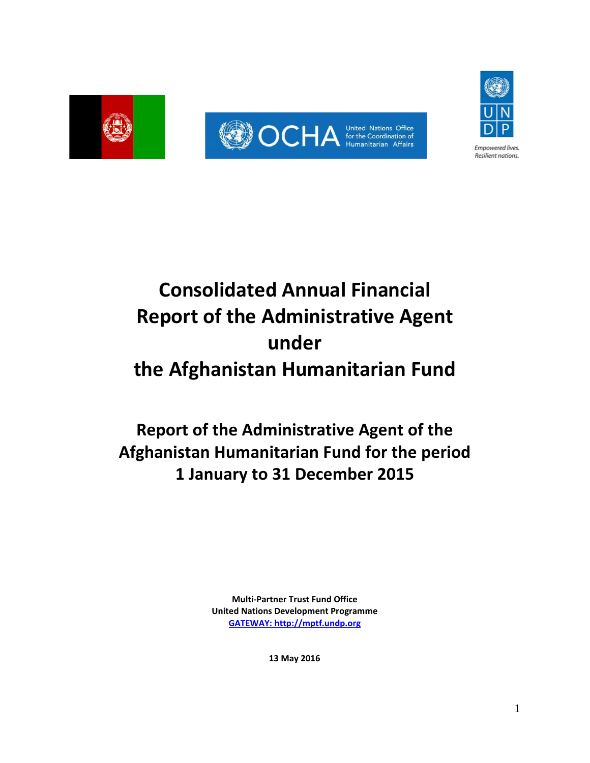# Consolidated Annual Financial Report of the Administrative Agent under the Afghanistan Humanitarian Fund

## Report of the Administrative Agent of the Afghanistan Humanitarian Fund for the period 1 January to 31 December 2015

**Multi-Partner Trust Fund Office**
**United Nations Development Programme**
**GATEWAY: http://mptf.undp.org**

**13 May 2016**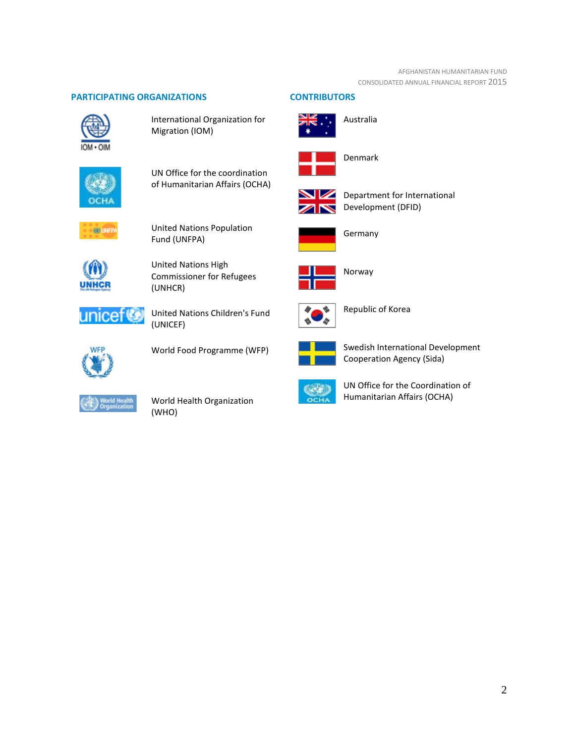## PARTICIPATING ORGANIZATIONS

- International Organization for Migration (IOM)
- UN Office for the coordination of Humanitarian Affairs (OCHA)
- United Nations Population Fund (UNFPA)
- United Nations High Commissioner for Refugees (UNHCR)
- United Nations Children's Fund (UNICEF)
- World Food Programme (WFP)
- World Health Organization (WHO)

## CONTRIBUTORS

- Australia
- Denmark
- Department for International Development (DFID)
- Germany
- Norway
- Republic of Korea
- Swedish International Development Cooperation Agency (Sida)
- UN Office for the Coordination of Humanitarian Affairs (OCHA)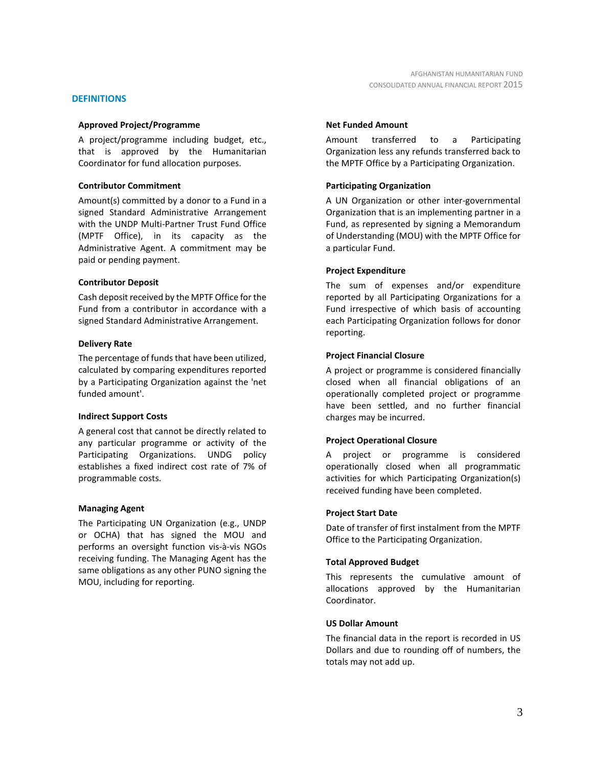## DEFINITIONS

### Approved Project/Programme

A project/programme including budget, etc., that is approved by the Humanitarian Coordinator for fund allocation purposes.

### Contributor Commitment

Amount(s) committed by a donor to a Fund in a signed Standard Administrative Arrangement with the UNDP Multi-Partner Trust Fund Office (MPTF Office), in its capacity as the Administrative Agent. A commitment may be paid or pending payment.

### Contributor Deposit

Cash deposit received by the MPTF Office for the Fund from a contributor in accordance with a signed Standard Administrative Arrangement.

### Delivery Rate

The percentage of funds that have been utilized, calculated by comparing expenditures reported by a Participating Organization against the 'net funded amount'.

### Indirect Support Costs

A general cost that cannot be directly related to any particular programme or activity of the Participating Organizations. UNDG policy establishes a fixed indirect cost rate of 7% of programmable costs.

### Managing Agent

The Participating UN Organization (e.g., UNDP or OCHA) that has signed the MOU and performs an oversight function vis-à-vis NGOs receiving funding. The Managing Agent has the same obligations as any other PUNO signing the MOU, including for reporting.

### Net Funded Amount

Amount transferred to a Participating Organization less any refunds transferred back to the MPTF Office by a Participating Organization.

### Participating Organization

A UN Organization or other inter-governmental Organization that is an implementing partner in a Fund, as represented by signing a Memorandum of Understanding (MOU) with the MPTF Office for a particular Fund.

### Project Expenditure

The sum of expenses and/or expenditure reported by all Participating Organizations for a Fund irrespective of which basis of accounting each Participating Organization follows for donor reporting.

### Project Financial Closure

A project or programme is considered financially closed when all financial obligations of an operationally completed project or programme have been settled, and no further financial charges may be incurred.

### Project Operational Closure

A project or programme is considered operationally closed when all programmatic activities for which Participating Organization(s) received funding have been completed.

### Project Start Date

Date of transfer of first instalment from the MPTF Office to the Participating Organization.

### Total Approved Budget

This represents the cumulative amount of allocations approved by the Humanitarian Coordinator.

### US Dollar Amount

The financial data in the report is recorded in US Dollars and due to rounding off of numbers, the totals may not add up.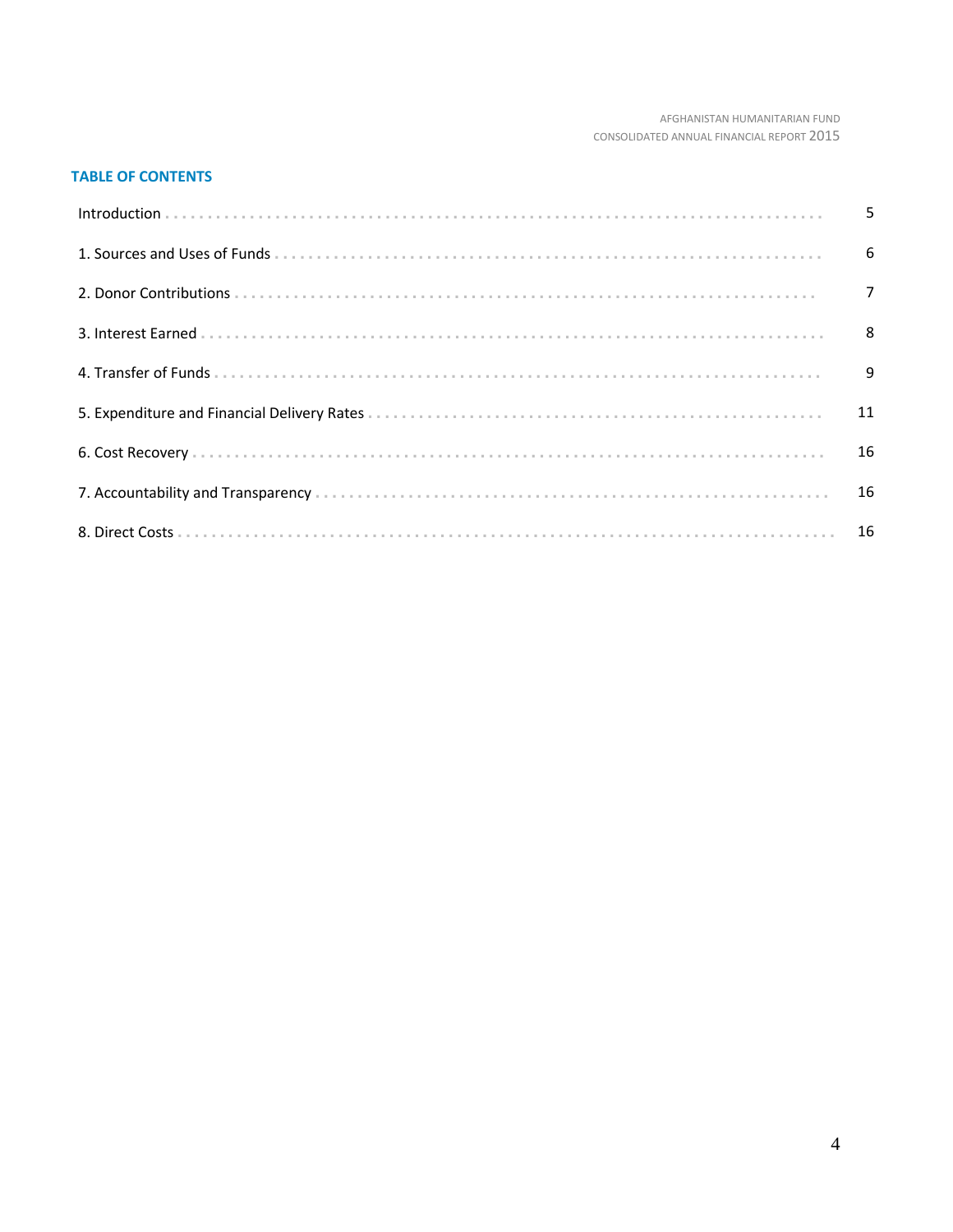## TABLE OF CONTENTS

| | |
|---|---|
| Introduction | 5 |
| 1. Sources and Uses of Funds | 6 |
| 2. Donor Contributions | 7 |
| 3. Interest Earned | 8 |
| 4. Transfer of Funds | 9 |
| 5. Expenditure and Financial Delivery Rates | 11 |
| 6. Cost Recovery | 16 |
| 7. Accountability and Transparency | 16 |
| 8. Direct Costs | 16 |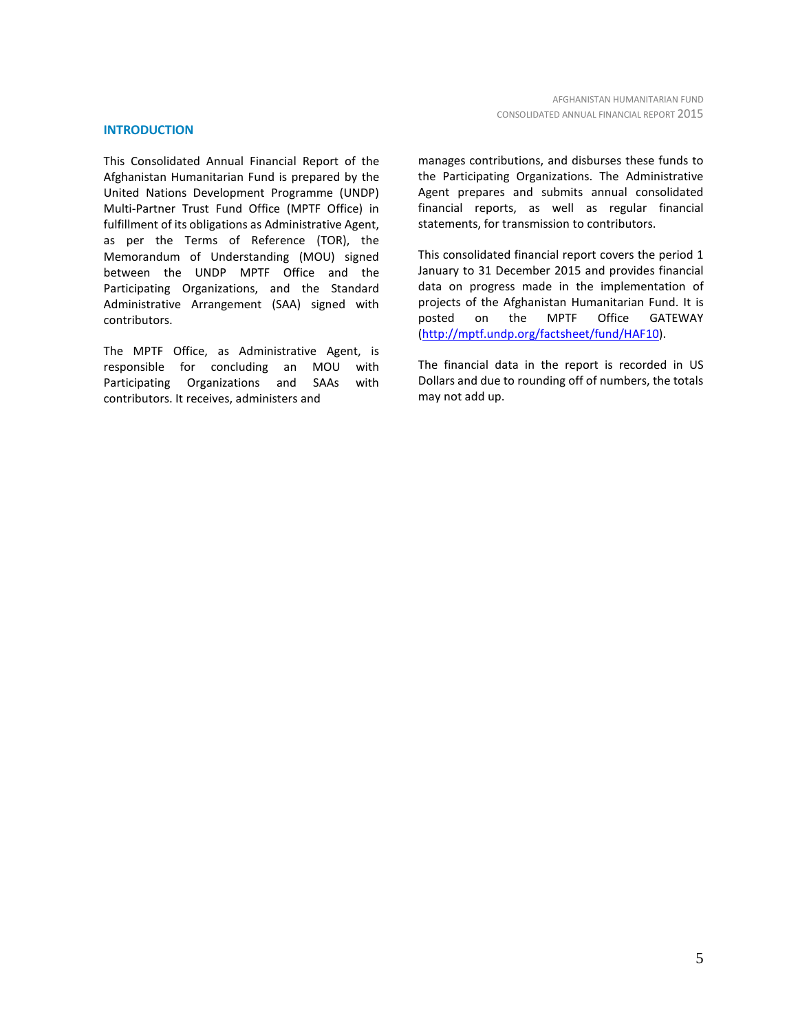## INTRODUCTION

This Consolidated Annual Financial Report of the Afghanistan Humanitarian Fund is prepared by the United Nations Development Programme (UNDP) Multi-Partner Trust Fund Office (MPTF Office) in fulfillment of its obligations as Administrative Agent, as per the Terms of Reference (TOR), the Memorandum of Understanding (MOU) signed between the UNDP MPTF Office and the Participating Organizations, and the Standard Administrative Arrangement (SAA) signed with contributors.

The MPTF Office, as Administrative Agent, is responsible for concluding an MOU with Participating Organizations and SAAs with contributors. It receives, administers and manages contributions, and disburses these funds to the Participating Organizations. The Administrative Agent prepares and submits annual consolidated financial reports, as well as regular financial statements, for transmission to contributors.

This consolidated financial report covers the period 1 January to 31 December 2015 and provides financial data on progress made in the implementation of projects of the Afghanistan Humanitarian Fund. It is posted on the MPTF Office GATEWAY (http://mptf.undp.org/factsheet/fund/HAF10).

The financial data in the report is recorded in US Dollars and due to rounding off of numbers, the totals may not add up.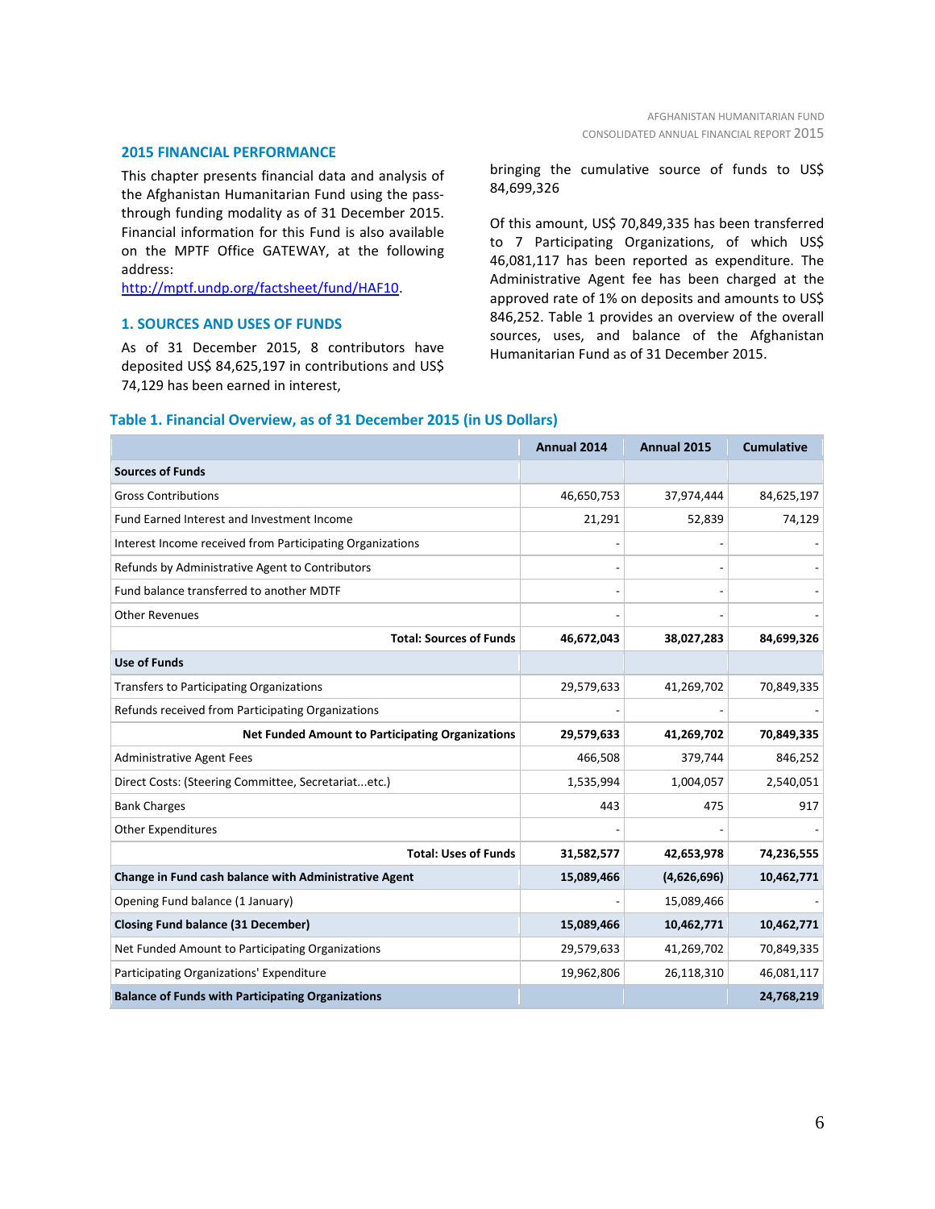## 2015 FINANCIAL PERFORMANCE

This chapter presents financial data and analysis of the Afghanistan Humanitarian Fund using the pass-through funding modality as of 31 December 2015. Financial information for this Fund is also available on the MPTF Office GATEWAY, at the following address: [http://mptf.undp.org/factsheet/fund/HAF10](http://mptf.undp.org/factsheet/fund/HAF10).

### 1. SOURCES AND USES OF FUNDS

As of 31 December 2015, 8 contributors have deposited US$ 84,625,197 in contributions and US$ 74,129 has been earned in interest, bringing the cumulative source of funds to US$ 84,699,326

Of this amount, US$ 70,849,335 has been transferred to 7 Participating Organizations, of which US$ 46,081,117 has been reported as expenditure. The Administrative Agent fee has been charged at the approved rate of 1% on deposits and amounts to US$ 846,252. Table 1 provides an overview of the overall sources, uses, and balance of the Afghanistan Humanitarian Fund as of 31 December 2015.

**Table 1. Financial Overview, as of 31 December 2015 (in US Dollars)**

| | Annual 2014 | Annual 2015 | Cumulative |
|---|---|---|---|
| **Sources of Funds** | | | |
| Gross Contributions | 46,650,753 | 37,974,444 | 84,625,197 |
| Fund Earned Interest and Investment Income | 21,291 | 52,839 | 74,129 |
| Interest Income received from Participating Organizations | - | - | - |
| Refunds by Administrative Agent to Contributors | - | - | - |
| Fund balance transferred to another MDTF | - | - | - |
| Other Revenues | - | - | - |
| **Total: Sources of Funds** | **46,672,043** | **38,027,283** | **84,699,326** |
| **Use of Funds** | | | |
| Transfers to Participating Organizations | 29,579,633 | 41,269,702 | 70,849,335 |
| Refunds received from Participating Organizations | - | - | - |
| **Net Funded Amount to Participating Organizations** | **29,579,633** | **41,269,702** | **70,849,335** |
| Administrative Agent Fees | 466,508 | 379,744 | 846,252 |
| Direct Costs: (Steering Committee, Secretariat...etc.) | 1,535,994 | 1,004,057 | 2,540,051 |
| Bank Charges | 443 | 475 | 917 |
| Other Expenditures | - | - | - |
| **Total: Uses of Funds** | **31,582,577** | **42,653,978** | **74,236,555** |
| **Change in Fund cash balance with Administrative Agent** | **15,089,466** | **(4,626,696)** | **10,462,771** |
| Opening Fund balance (1 January) | - | 15,089,466 | - |
| **Closing Fund balance (31 December)** | **15,089,466** | **10,462,771** | **10,462,771** |
| Net Funded Amount to Participating Organizations | 29,579,633 | 41,269,702 | 70,849,335 |
| Participating Organizations' Expenditure | 19,962,806 | 26,118,310 | 46,081,117 |
| **Balance of Funds with Participating Organizations** | | | **24,768,219** |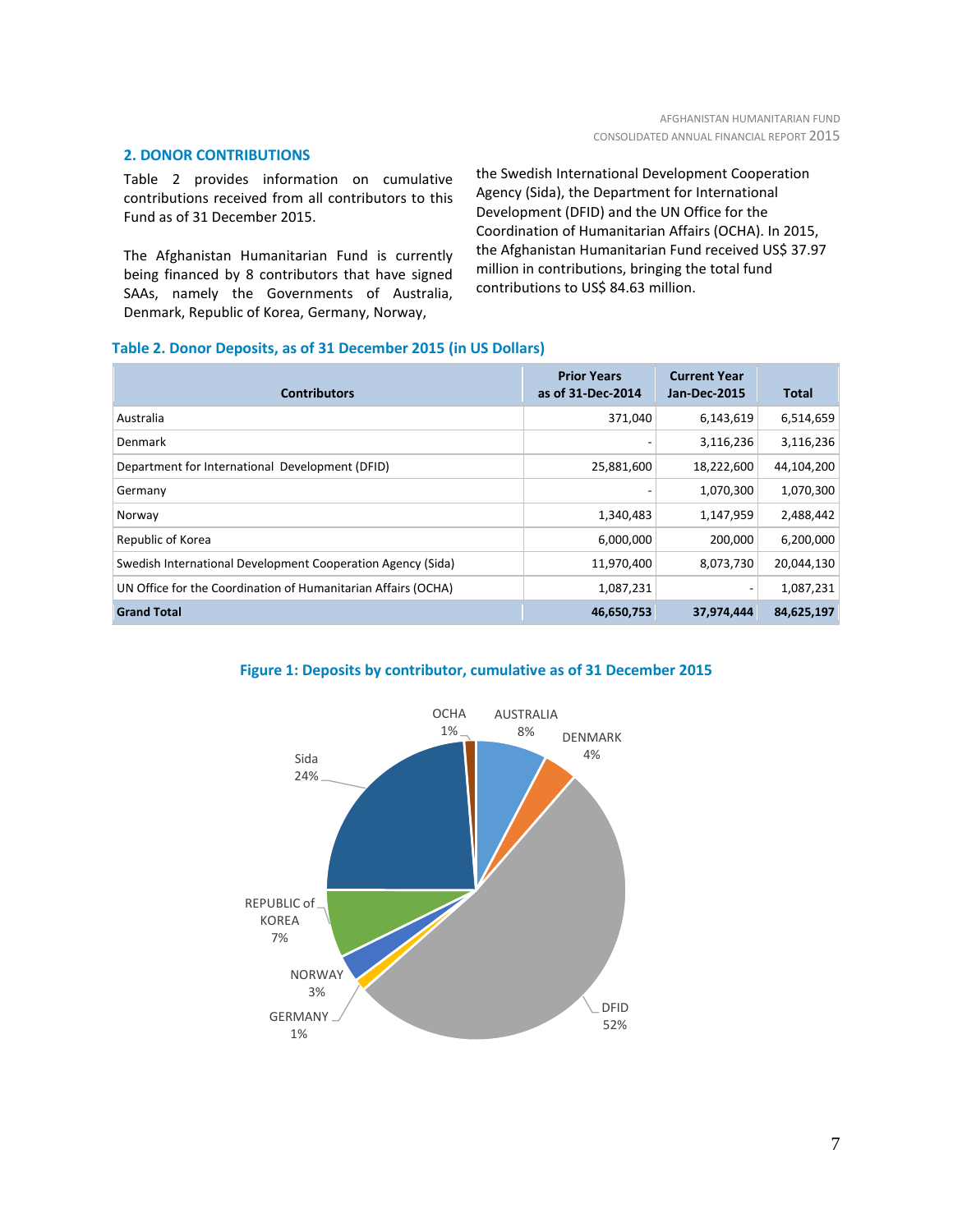## 2. DONOR CONTRIBUTIONS

Table 2 provides information on cumulative contributions received from all contributors to this Fund as of 31 December 2015.

The Afghanistan Humanitarian Fund is currently being financed by 8 contributors that have signed SAAs, namely the Governments of Australia, Denmark, Republic of Korea, Germany, Norway, the Swedish International Development Cooperation Agency (Sida), the Department for International Development (DFID) and the UN Office for the Coordination of Humanitarian Affairs (OCHA). In 2015, the Afghanistan Humanitarian Fund received US$ 37.97 million in contributions, bringing the total fund contributions to US$ 84.63 million.

**Table 2. Donor Deposits, as of 31 December 2015 (in US Dollars)**

| Contributors | Prior Years as of 31-Dec-2014 | Current Year Jan-Dec-2015 | Total |
|---|---:|---:|---:|
| Australia | 371,040 | 6,143,619 | 6,514,659 |
| Denmark | - | 3,116,236 | 3,116,236 |
| Department for International Development (DFID) | 25,881,600 | 18,222,600 | 44,104,200 |
| Germany | - | 1,070,300 | 1,070,300 |
| Norway | 1,340,483 | 1,147,959 | 2,488,442 |
| Republic of Korea | 6,000,000 | 200,000 | 6,200,000 |
| Swedish International Development Cooperation Agency (Sida) | 11,970,400 | 8,073,730 | 20,044,130 |
| UN Office for the Coordination of Humanitarian Affairs (OCHA) | 1,087,231 | - | 1,087,231 |
| **Grand Total** | **46,650,753** | **37,974,444** | **84,625,197** |

**Figure 1: Deposits by contributor, cumulative as of 31 December 2015**

| Contributor | Share |
|---|---:|
| AUSTRALIA | 8% |
| DENMARK | 4% |
| DFID | 52% |
| GERMANY | 1% |
| NORWAY | 3% |
| REPUBLIC of KOREA | 7% |
| Sida | 24% |
| OCHA | 1% |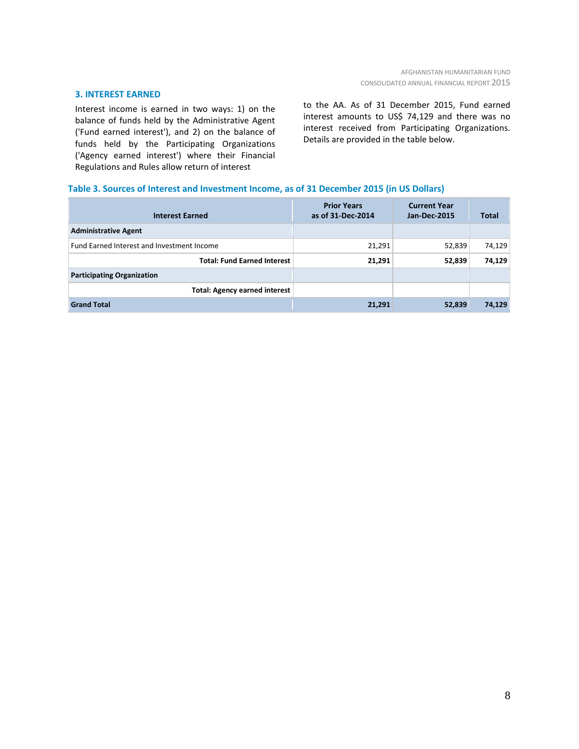## 3. INTEREST EARNED

Interest income is earned in two ways: 1) on the balance of funds held by the Administrative Agent ('Fund earned interest'), and 2) on the balance of funds held by the Participating Organizations ('Agency earned interest') where their Financial Regulations and Rules allow return of interest to the AA. As of 31 December 2015, Fund earned interest amounts to US$ 74,129 and there was no interest received from Participating Organizations. Details are provided in the table below.

**Table 3. Sources of Interest and Investment Income, as of 31 December 2015 (in US Dollars)**

| Interest Earned | Prior Years as of 31-Dec-2014 | Current Year Jan-Dec-2015 | Total |
|---|---|---|---|
| **Administrative Agent** | | | |
| Fund Earned Interest and Investment Income | 21,291 | 52,839 | 74,129 |
| **Total: Fund Earned Interest** | **21,291** | **52,839** | **74,129** |
| **Participating Organization** | | | |
| **Total: Agency earned interest** | | | |
| **Grand Total** | **21,291** | **52,839** | **74,129** |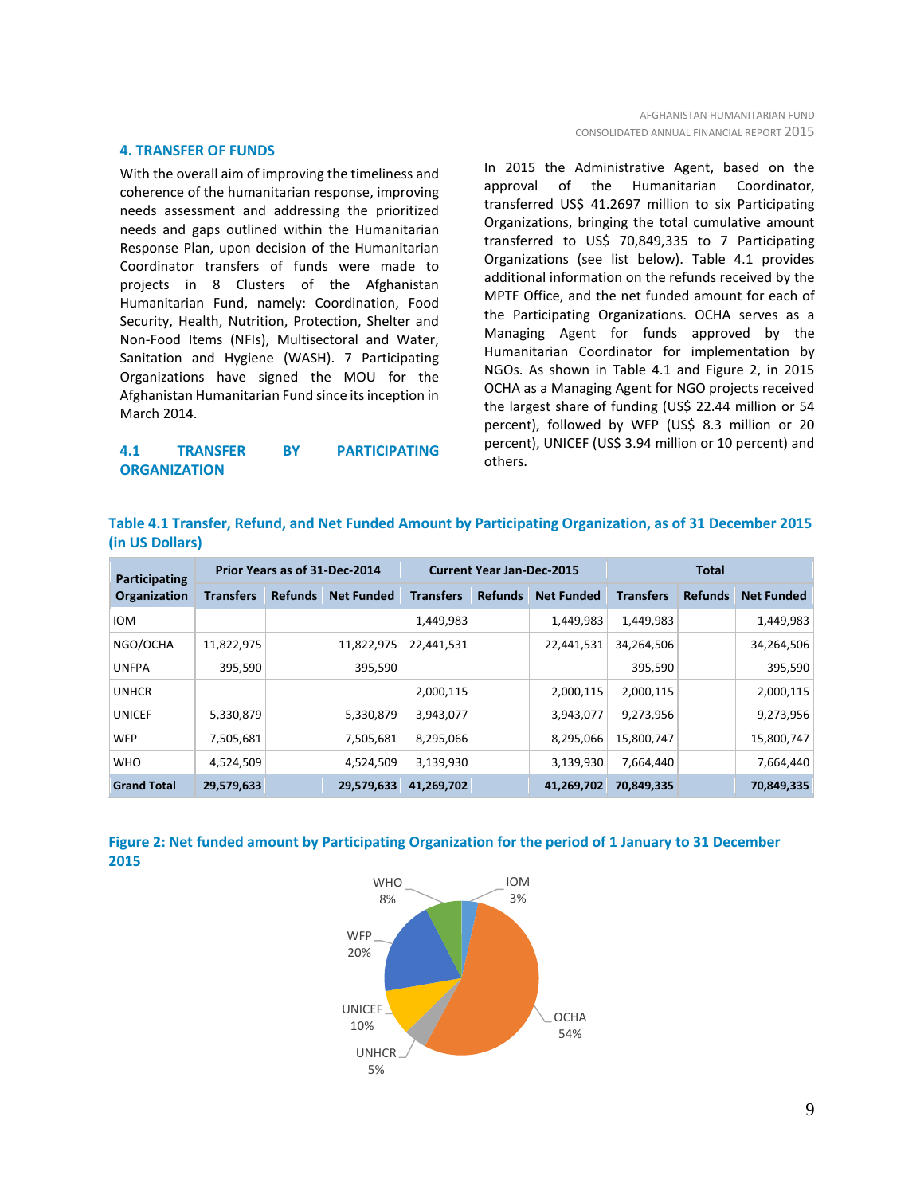## 4. TRANSFER OF FUNDS

With the overall aim of improving the timeliness and coherence of the humanitarian response, improving needs assessment and addressing the prioritized needs and gaps outlined within the Humanitarian Response Plan, upon decision of the Humanitarian Coordinator transfers of funds were made to projects in 8 Clusters of the Afghanistan Humanitarian Fund, namely: Coordination, Food Security, Health, Nutrition, Protection, Shelter and Non-Food Items (NFIs), Multisectoral and Water, Sanitation and Hygiene (WASH). 7 Participating Organizations have signed the MOU for the Afghanistan Humanitarian Fund since its inception in March 2014.

### 4.1 TRANSFER BY PARTICIPATING ORGANIZATION

In 2015 the Administrative Agent, based on the approval of the Humanitarian Coordinator, transferred US$ 41.2697 million to six Participating Organizations, bringing the total cumulative amount transferred to US$ 70,849,335 to 7 Participating Organizations (see list below). Table 4.1 provides additional information on the refunds received by the MPTF Office, and the net funded amount for each of the Participating Organizations. OCHA serves as a Managing Agent for funds approved by the Humanitarian Coordinator for implementation by NGOs. As shown in Table 4.1 and Figure 2, in 2015 OCHA as a Managing Agent for NGO projects received the largest share of funding (US$ 22.44 million or 54 percent), followed by WFP (US$ 8.3 million or 20 percent), UNICEF (US$ 3.94 million or 10 percent) and others.

**Table 4.1 Transfer, Refund, and Net Funded Amount by Participating Organization, as of 31 December 2015 (in US Dollars)**

| Participating Organization | Prior Years as of 31-Dec-2014 | | | Current Year Jan-Dec-2015 | | | Total | | |
|---|---|---|---|---|---|---|---|---|---|
| | Transfers | Refunds | Net Funded | Transfers | Refunds | Net Funded | Transfers | Refunds | Net Funded |
| IOM | | | | 1,449,983 | | 1,449,983 | 1,449,983 | | 1,449,983 |
| NGO/OCHA | 11,822,975 | | 11,822,975 | 22,441,531 | | 22,441,531 | 34,264,506 | | 34,264,506 |
| UNFPA | 395,590 | | 395,590 | | | | 395,590 | | 395,590 |
| UNHCR | | | | 2,000,115 | | 2,000,115 | 2,000,115 | | 2,000,115 |
| UNICEF | 5,330,879 | | 5,330,879 | 3,943,077 | | 3,943,077 | 9,273,956 | | 9,273,956 |
| WFP | 7,505,681 | | 7,505,681 | 8,295,066 | | 8,295,066 | 15,800,747 | | 15,800,747 |
| WHO | 4,524,509 | | 4,524,509 | 3,139,930 | | 3,139,930 | 7,664,440 | | 7,664,440 |
| **Grand Total** | **29,579,633** | | **29,579,633** | **41,269,702** | | **41,269,702** | **70,849,335** | | **70,849,335** |

**Figure 2: Net funded amount by Participating Organization for the period of 1 January to 31 December 2015**

| Organization | Share |
|---|---|
| OCHA | 54% |
| WFP | 20% |
| UNICEF | 10% |
| WHO | 8% |
| UNHCR | 5% |
| IOM | 3% |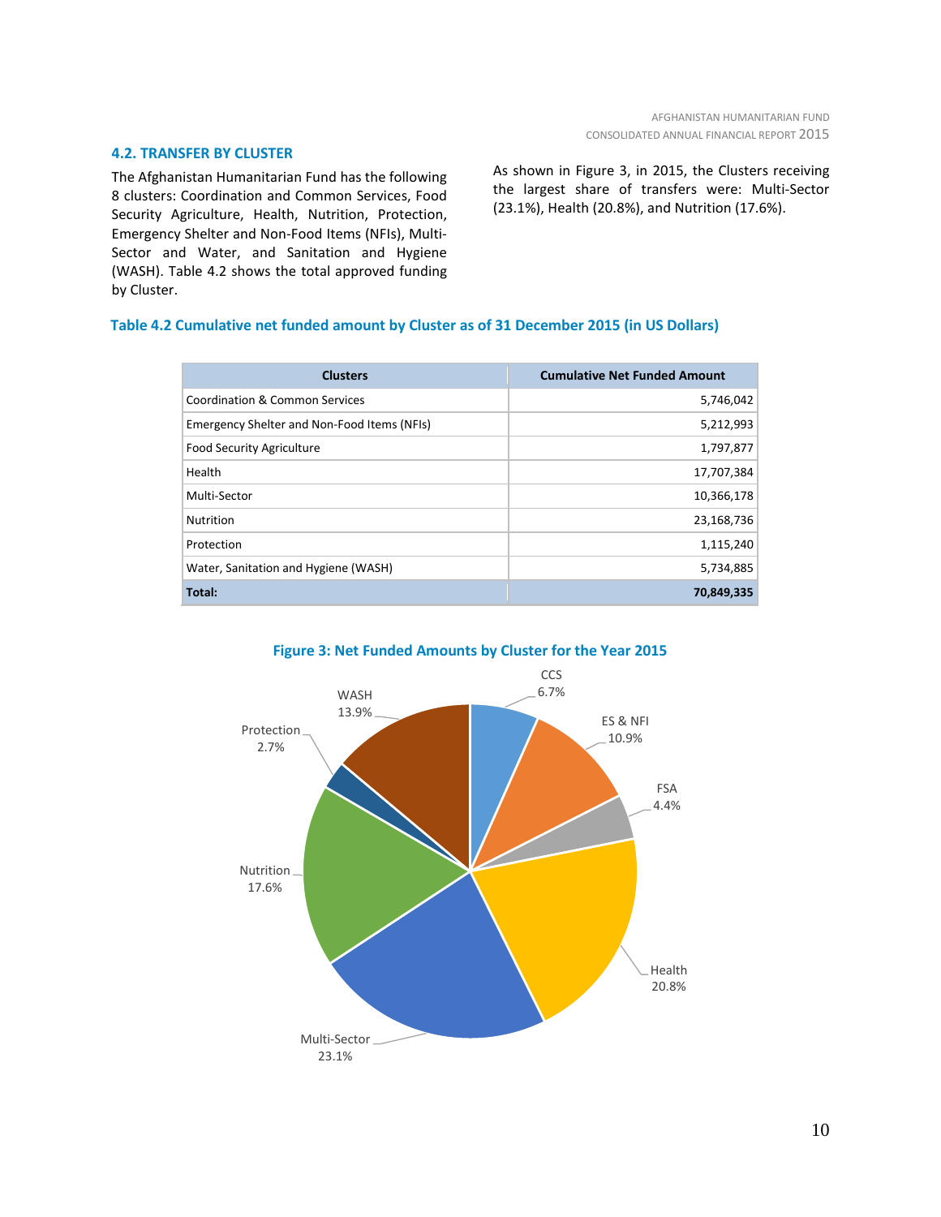### 4.2. TRANSFER BY CLUSTER

The Afghanistan Humanitarian Fund has the following 8 clusters: Coordination and Common Services, Food Security Agriculture, Health, Nutrition, Protection, Emergency Shelter and Non-Food Items (NFIs), Multi-Sector and Water, and Sanitation and Hygiene (WASH). Table 4.2 shows the total approved funding by Cluster.

As shown in Figure 3, in 2015, the Clusters receiving the largest share of transfers were: Multi-Sector (23.1%), Health (20.8%), and Nutrition (17.6%).

**Table 4.2 Cumulative net funded amount by Cluster as of 31 December 2015 (in US Dollars)**

| Clusters | Cumulative Net Funded Amount |
|---|---:|
| Coordination & Common Services | 5,746,042 |
| Emergency Shelter and Non-Food Items (NFIs) | 5,212,993 |
| Food Security Agriculture | 1,797,877 |
| Health | 17,707,384 |
| Multi-Sector | 10,366,178 |
| Nutrition | 23,168,736 |
| Protection | 1,115,240 |
| Water, Sanitation and Hygiene (WASH) | 5,734,885 |
| **Total:** | **70,849,335** |

**Figure 3: Net Funded Amounts by Cluster for the Year 2015**

| Cluster | Share |
|---|---:|
| CCS | 6.7% |
| ES & NFI | 10.9% |
| FSA | 4.4% |
| Health | 20.8% |
| Multi-Sector | 23.1% |
| Nutrition | 17.6% |
| Protection | 2.7% |
| WASH | 13.9% |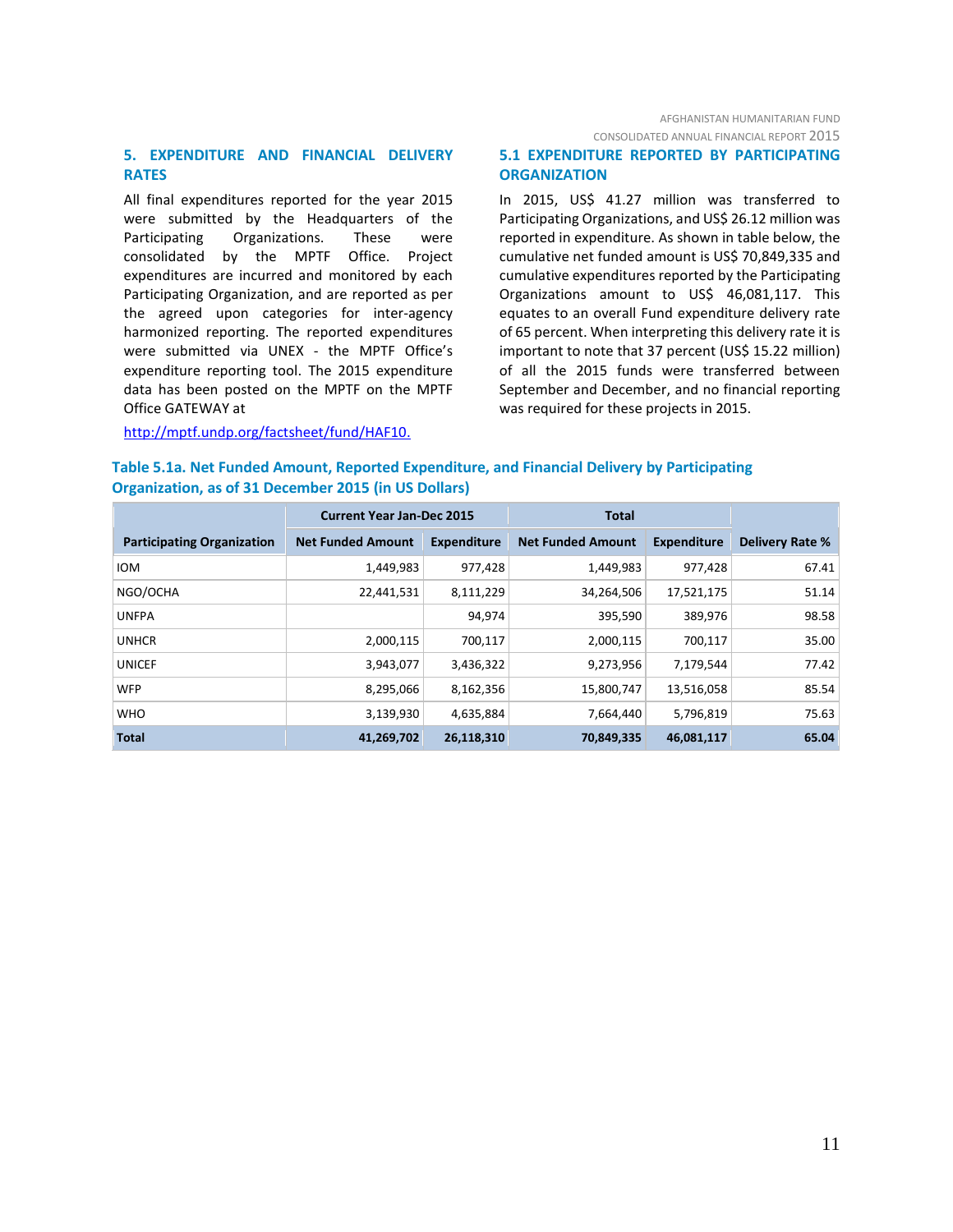## 5. EXPENDITURE AND FINANCIAL DELIVERY RATES

All final expenditures reported for the year 2015 were submitted by the Headquarters of the Participating Organizations. These were consolidated by the MPTF Office. Project expenditures are incurred and monitored by each Participating Organization, and are reported as per the agreed upon categories for inter-agency harmonized reporting. The reported expenditures were submitted via UNEX - the MPTF Office's expenditure reporting tool. The 2015 expenditure data has been posted on the MPTF on the MPTF Office GATEWAY at

http://mptf.undp.org/factsheet/fund/HAF10.

### 5.1 EXPENDITURE REPORTED BY PARTICIPATING ORGANIZATION

In 2015, US$ 41.27 million was transferred to Participating Organizations, and US$ 26.12 million was reported in expenditure. As shown in table below, the cumulative net funded amount is US$ 70,849,335 and cumulative expenditures reported by the Participating Organizations amount to US$ 46,081,117. This equates to an overall Fund expenditure delivery rate of 65 percent. When interpreting this delivery rate it is important to note that 37 percent (US$ 15.22 million) of all the 2015 funds were transferred between September and December, and no financial reporting was required for these projects in 2015.

**Table 5.1a. Net Funded Amount, Reported Expenditure, and Financial Delivery by Participating Organization, as of 31 December 2015 (in US Dollars)**

| | Current Year Jan-Dec 2015 | | Total | | |
|---|---|---|---|---|---|
| **Participating Organization** | **Net Funded Amount** | **Expenditure** | **Net Funded Amount** | **Expenditure** | **Delivery Rate %** |
| IOM | 1,449,983 | 977,428 | 1,449,983 | 977,428 | 67.41 |
| NGO/OCHA | 22,441,531 | 8,111,229 | 34,264,506 | 17,521,175 | 51.14 |
| UNFPA | | 94,974 | 395,590 | 389,976 | 98.58 |
| UNHCR | 2,000,115 | 700,117 | 2,000,115 | 700,117 | 35.00 |
| UNICEF | 3,943,077 | 3,436,322 | 9,273,956 | 7,179,544 | 77.42 |
| WFP | 8,295,066 | 8,162,356 | 15,800,747 | 13,516,058 | 85.54 |
| WHO | 3,139,930 | 4,635,884 | 7,664,440 | 5,796,819 | 75.63 |
| **Total** | **41,269,702** | **26,118,310** | **70,849,335** | **46,081,117** | **65.04** |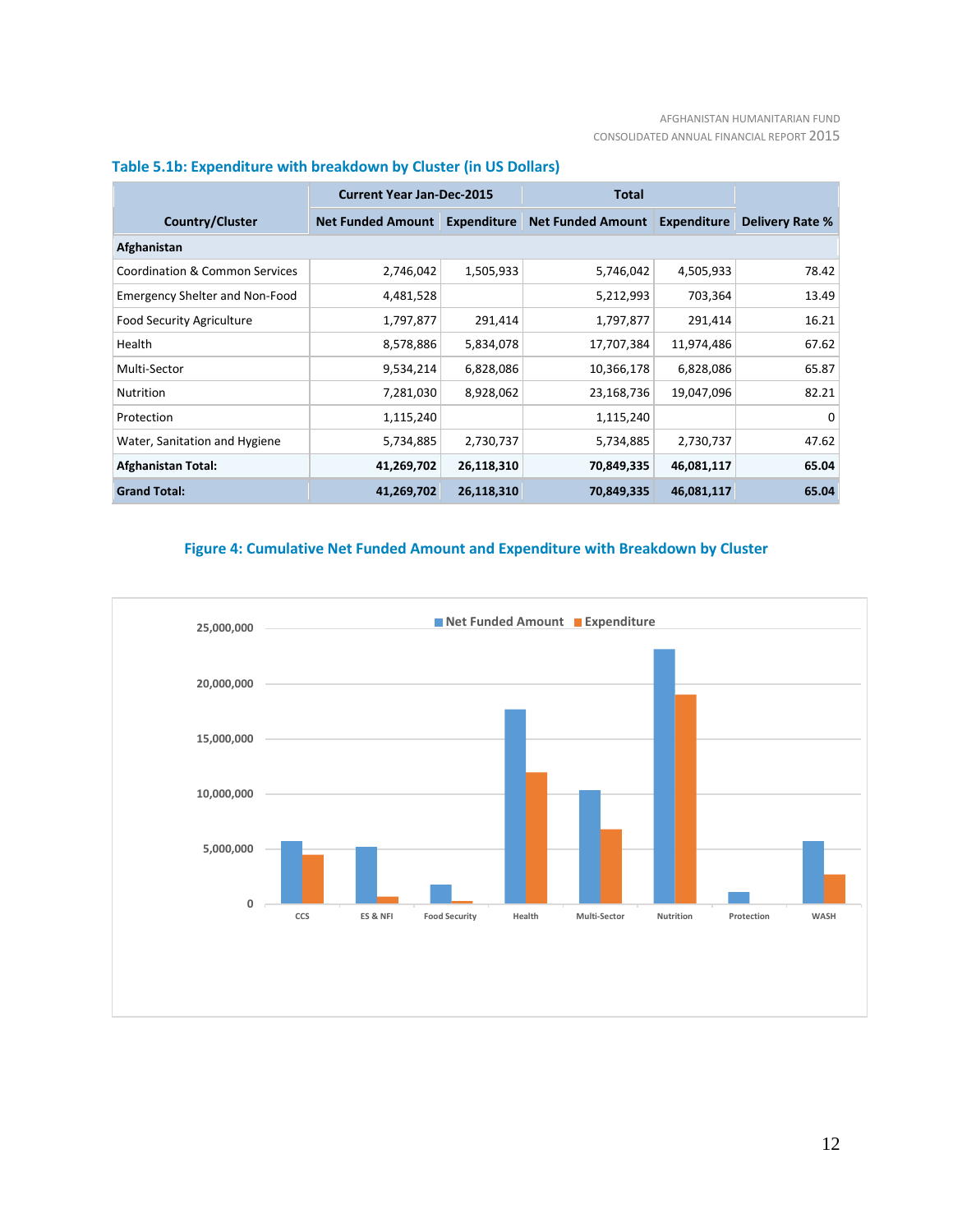### Table 5.1b: Expenditure with breakdown by Cluster (in US Dollars)

| Country/Cluster | Current Year Jan-Dec-2015 | | Total | | |
|---|---|---|---|---|---|
| | Net Funded Amount | Expenditure | Net Funded Amount | Expenditure | Delivery Rate % |
| **Afghanistan** | | | | | |
| Coordination & Common Services | 2,746,042 | 1,505,933 | 5,746,042 | 4,505,933 | 78.42 |
| Emergency Shelter and Non-Food | 4,481,528 | | 5,212,993 | 703,364 | 13.49 |
| Food Security Agriculture | 1,797,877 | 291,414 | 1,797,877 | 291,414 | 16.21 |
| Health | 8,578,886 | 5,834,078 | 17,707,384 | 11,974,486 | 67.62 |
| Multi-Sector | 9,534,214 | 6,828,086 | 10,366,178 | 6,828,086 | 65.87 |
| Nutrition | 7,281,030 | 8,928,062 | 23,168,736 | 19,047,096 | 82.21 |
| Protection | 1,115,240 | | 1,115,240 | | 0 |
| Water, Sanitation and Hygiene | 5,734,885 | 2,730,737 | 5,734,885 | 2,730,737 | 47.62 |
| **Afghanistan Total:** | **41,269,702** | **26,118,310** | **70,849,335** | **46,081,117** | **65.04** |
| **Grand Total:** | **41,269,702** | **26,118,310** | **70,849,335** | **46,081,117** | **65.04** |

### Figure 4: Cumulative Net Funded Amount and Expenditure with Breakdown by Cluster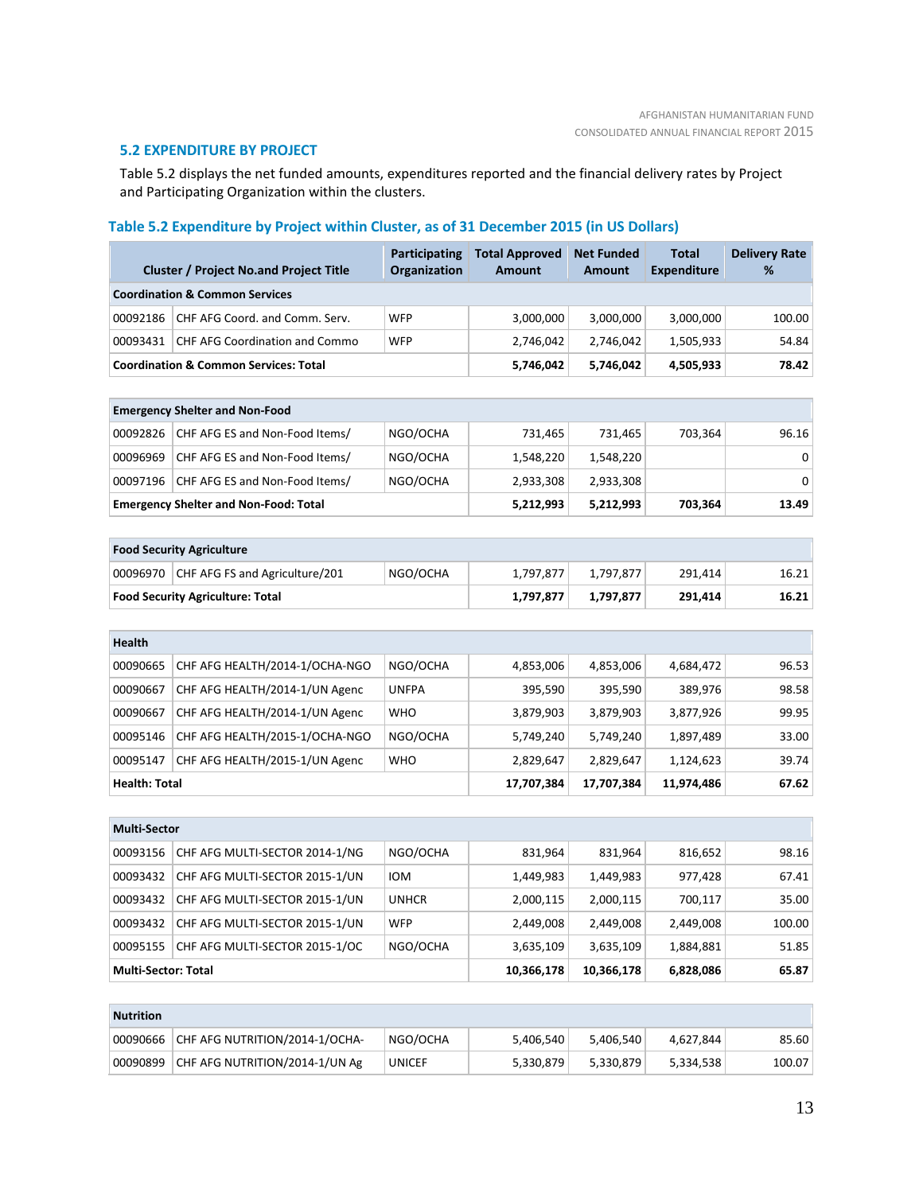### 5.2 EXPENDITURE BY PROJECT

Table 5.2 displays the net funded amounts, expenditures reported and the financial delivery rates by Project and Participating Organization within the clusters.

#### Table 5.2 Expenditure by Project within Cluster, as of 31 December 2015 (in US Dollars)

| Cluster / Project No.and Project Title | | Participating Organization | Total Approved Amount | Net Funded Amount | Total Expenditure | Delivery Rate % |
|---|---|---|---|---|---|---|
| **Coordination & Common Services** | | | | | | |
| 00092186 | CHF AFG Coord. and Comm. Serv. | WFP | 3,000,000 | 3,000,000 | 3,000,000 | 100.00 |
| 00093431 | CHF AFG Coordination and Commo | WFP | 2,746,042 | 2,746,042 | 1,505,933 | 54.84 |
| **Coordination & Common Services: Total** | | | **5,746,042** | **5,746,042** | **4,505,933** | **78.42** |
| **Emergency Shelter and Non-Food** | | | | | | |
| 00092826 | CHF AFG ES and Non-Food Items/ | NGO/OCHA | 731,465 | 731,465 | 703,364 | 96.16 |
| 00096969 | CHF AFG ES and Non-Food Items/ | NGO/OCHA | 1,548,220 | 1,548,220 | | 0 |
| 00097196 | CHF AFG ES and Non-Food Items/ | NGO/OCHA | 2,933,308 | 2,933,308 | | 0 |
| **Emergency Shelter and Non-Food: Total** | | | **5,212,993** | **5,212,993** | **703,364** | **13.49** |
| **Food Security Agriculture** | | | | | | |
| 00096970 | CHF AFG FS and Agriculture/201 | NGO/OCHA | 1,797,877 | 1,797,877 | 291,414 | 16.21 |
| **Food Security Agriculture: Total** | | | **1,797,877** | **1,797,877** | **291,414** | **16.21** |
| **Health** | | | | | | |
| 00090665 | CHF AFG HEALTH/2014-1/OCHA-NGO | NGO/OCHA | 4,853,006 | 4,853,006 | 4,684,472 | 96.53 |
| 00090667 | CHF AFG HEALTH/2014-1/UN Agenc | UNFPA | 395,590 | 395,590 | 389,976 | 98.58 |
| 00090667 | CHF AFG HEALTH/2014-1/UN Agenc | WHO | 3,879,903 | 3,879,903 | 3,877,926 | 99.95 |
| 00095146 | CHF AFG HEALTH/2015-1/OCHA-NGO | NGO/OCHA | 5,749,240 | 5,749,240 | 1,897,489 | 33.00 |
| 00095147 | CHF AFG HEALTH/2015-1/UN Agenc | WHO | 2,829,647 | 2,829,647 | 1,124,623 | 39.74 |
| **Health: Total** | | | **17,707,384** | **17,707,384** | **11,974,486** | **67.62** |
| **Multi-Sector** | | | | | | |
| 00093156 | CHF AFG MULTI-SECTOR 2014-1/NG | NGO/OCHA | 831,964 | 831,964 | 816,652 | 98.16 |
| 00093432 | CHF AFG MULTI-SECTOR 2015-1/UN | IOM | 1,449,983 | 1,449,983 | 977,428 | 67.41 |
| 00093432 | CHF AFG MULTI-SECTOR 2015-1/UN | UNHCR | 2,000,115 | 2,000,115 | 700,117 | 35.00 |
| 00093432 | CHF AFG MULTI-SECTOR 2015-1/UN | WFP | 2,449,008 | 2,449,008 | 2,449,008 | 100.00 |
| 00095155 | CHF AFG MULTI-SECTOR 2015-1/OC | NGO/OCHA | 3,635,109 | 3,635,109 | 1,884,881 | 51.85 |
| **Multi-Sector: Total** | | | **10,366,178** | **10,366,178** | **6,828,086** | **65.87** |
| **Nutrition** | | | | | | |
| 00090666 | CHF AFG NUTRITION/2014-1/OCHA- | NGO/OCHA | 5,406,540 | 5,406,540 | 4,627,844 | 85.60 |
| 00090899 | CHF AFG NUTRITION/2014-1/UN Ag | UNICEF | 5,330,879 | 5,330,879 | 5,334,538 | 100.07 |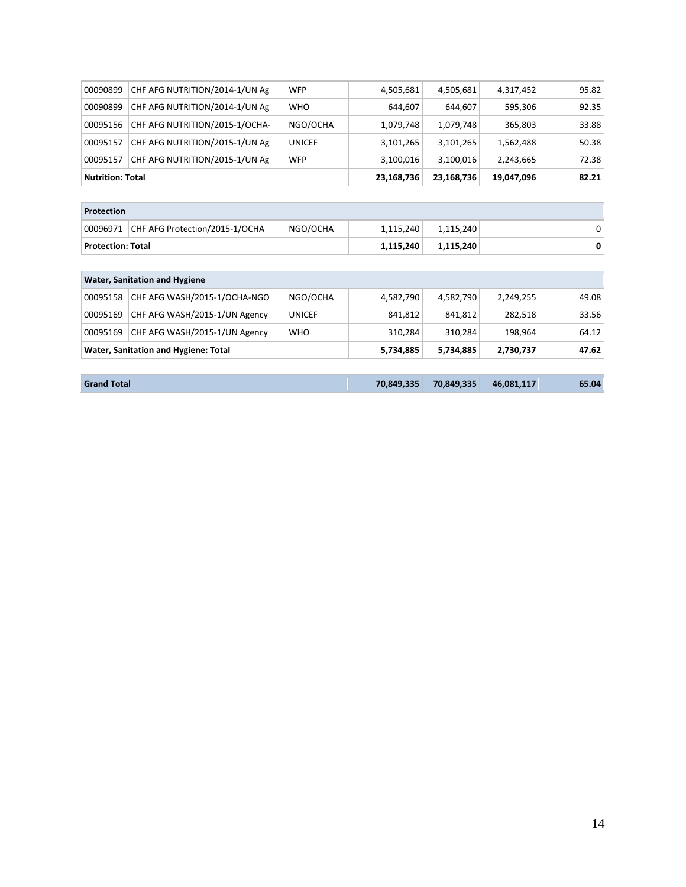| | | | | | | |
|---|---|---|---|---|---|---|
| 00090899 | CHF AFG NUTRITION/2014-1/UN Ag | WFP | 4,505,681 | 4,505,681 | 4,317,452 | 95.82 |
| 00090899 | CHF AFG NUTRITION/2014-1/UN Ag | WHO | 644,607 | 644,607 | 595,306 | 92.35 |
| 00095156 | CHF AFG NUTRITION/2015-1/OCHA- | NGO/OCHA | 1,079,748 | 1,079,748 | 365,803 | 33.88 |
| 00095157 | CHF AFG NUTRITION/2015-1/UN Ag | UNICEF | 3,101,265 | 3,101,265 | 1,562,488 | 50.38 |
| 00095157 | CHF AFG NUTRITION/2015-1/UN Ag | WFP | 3,100,016 | 3,100,016 | 2,243,665 | 72.38 |
| **Nutrition: Total** | | | **23,168,736** | **23,168,736** | **19,047,096** | **82.21** |
| **Protection** | | | | | | |
| 00096971 | CHF AFG Protection/2015-1/OCHA | NGO/OCHA | 1,115,240 | 1,115,240 | | 0 |
| **Protection: Total** | | | **1,115,240** | **1,115,240** | | **0** |
| **Water, Sanitation and Hygiene** | | | | | | |
| 00095158 | CHF AFG WASH/2015-1/OCHA-NGO | NGO/OCHA | 4,582,790 | 4,582,790 | 2,249,255 | 49.08 |
| 00095169 | CHF AFG WASH/2015-1/UN Agency | UNICEF | 841,812 | 841,812 | 282,518 | 33.56 |
| 00095169 | CHF AFG WASH/2015-1/UN Agency | WHO | 310,284 | 310,284 | 198,964 | 64.12 |
| **Water, Sanitation and Hygiene: Total** | | | **5,734,885** | **5,734,885** | **2,730,737** | **47.62** |
| **Grand Total** | | | **70,849,335** | **70,849,335** | **46,081,117** | **65.04** |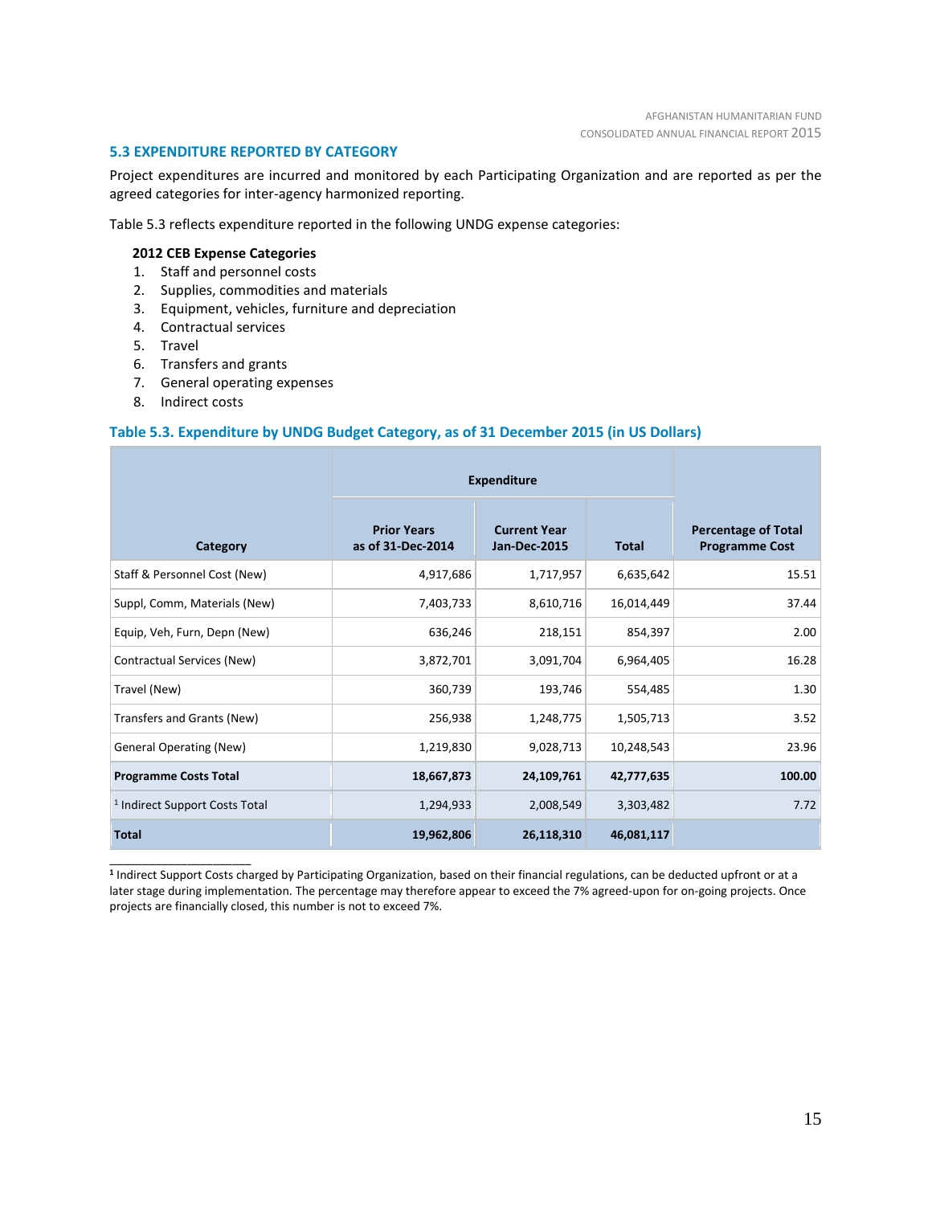## 5.3 EXPENDITURE REPORTED BY CATEGORY

Project expenditures are incurred and monitored by each Participating Organization and are reported as per the agreed categories for inter-agency harmonized reporting.

Table 5.3 reflects expenditure reported in the following UNDG expense categories:

**2012 CEB Expense Categories**

1. Staff and personnel costs
2. Supplies, commodities and materials
3. Equipment, vehicles, furniture and depreciation
4. Contractual services
5. Travel
6. Transfers and grants
7. General operating expenses
8. Indirect costs

### Table 5.3. Expenditure by UNDG Budget Category, as of 31 December 2015 (in US Dollars)

| Category | Expenditure | | | Percentage of Total Programme Cost |
|---|---|---|---|---|
| | Prior Years as of 31-Dec-2014 | Current Year Jan-Dec-2015 | Total | |
| Staff & Personnel Cost (New) | 4,917,686 | 1,717,957 | 6,635,642 | 15.51 |
| Suppl, Comm, Materials (New) | 7,403,733 | 8,610,716 | 16,014,449 | 37.44 |
| Equip, Veh, Furn, Depn (New) | 636,246 | 218,151 | 854,397 | 2.00 |
| Contractual Services (New) | 3,872,701 | 3,091,704 | 6,964,405 | 16.28 |
| Travel (New) | 360,739 | 193,746 | 554,485 | 1.30 |
| Transfers and Grants (New) | 256,938 | 1,248,775 | 1,505,713 | 3.52 |
| General Operating (New) | 1,219,830 | 9,028,713 | 10,248,543 | 23.96 |
| **Programme Costs Total** | **18,667,873** | **24,109,761** | **42,777,635** | **100.00** |
| [1] Indirect Support Costs Total | 1,294,933 | 2,008,549 | 3,303,482 | 7.72 |
| **Total** | **19,962,806** | **26,118,310** | **46,081,117** | |

[1] Indirect Support Costs charged by Participating Organization, based on their financial regulations, can be deducted upfront or at a later stage during implementation. The percentage may therefore appear to exceed the 7% agreed-upon for on-going projects. Once projects are financially closed, this number is not to exceed 7%.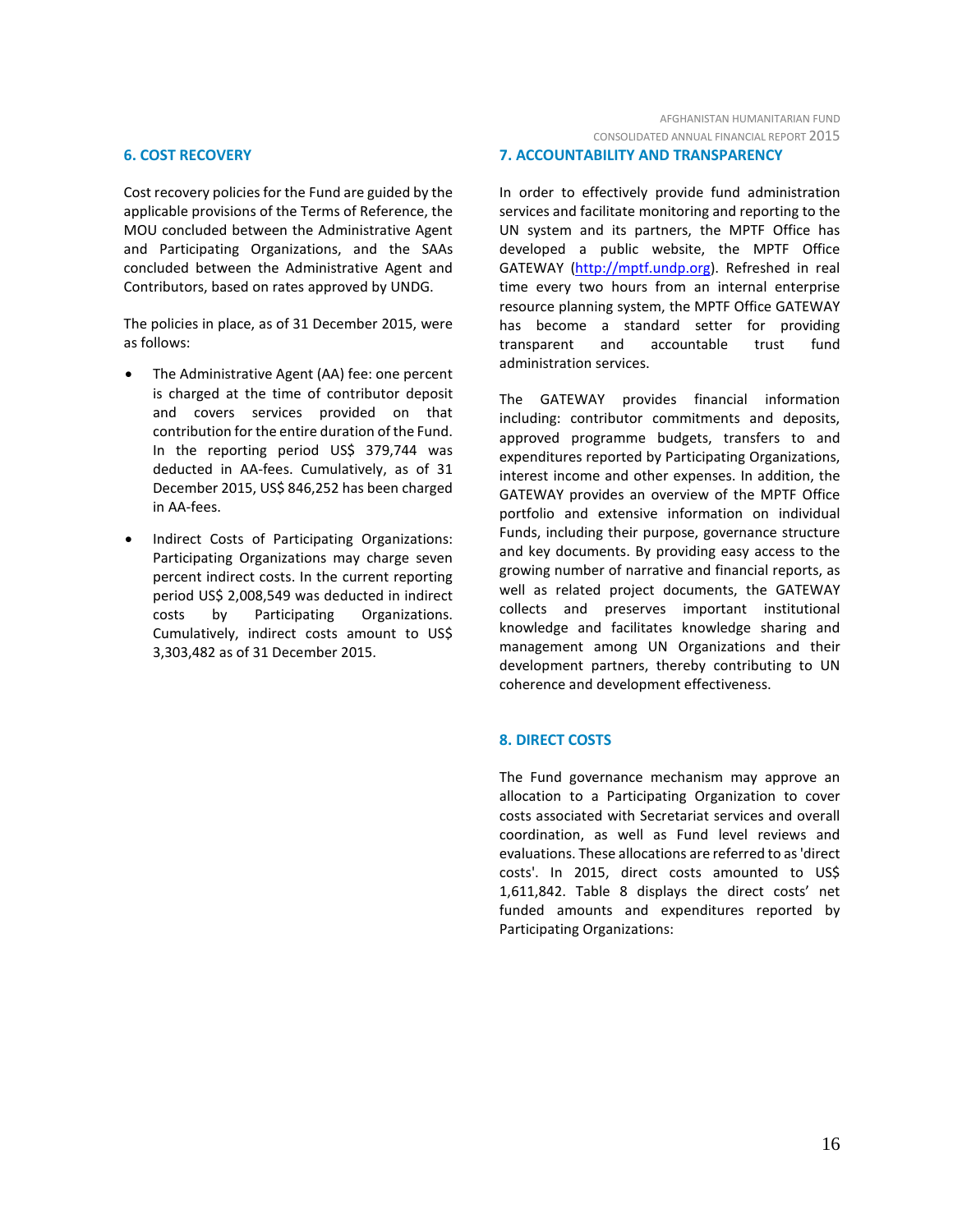## 6. COST RECOVERY

Cost recovery policies for the Fund are guided by the applicable provisions of the Terms of Reference, the MOU concluded between the Administrative Agent and Participating Organizations, and the SAAs concluded between the Administrative Agent and Contributors, based on rates approved by UNDG.

The policies in place, as of 31 December 2015, were as follows:

- The Administrative Agent (AA) fee: one percent is charged at the time of contributor deposit and covers services provided on that contribution for the entire duration of the Fund. In the reporting period US$ 379,744 was deducted in AA-fees. Cumulatively, as of 31 December 2015, US$ 846,252 has been charged in AA-fees.
- Indirect Costs of Participating Organizations: Participating Organizations may charge seven percent indirect costs. In the current reporting period US$ 2,008,549 was deducted in indirect costs by Participating Organizations. Cumulatively, indirect costs amount to US$ 3,303,482 as of 31 December 2015.

## 7. ACCOUNTABILITY AND TRANSPARENCY

In order to effectively provide fund administration services and facilitate monitoring and reporting to the UN system and its partners, the MPTF Office has developed a public website, the MPTF Office GATEWAY (http://mptf.undp.org). Refreshed in real time every two hours from an internal enterprise resource planning system, the MPTF Office GATEWAY has become a standard setter for providing transparent and accountable trust fund administration services.

The GATEWAY provides financial information including: contributor commitments and deposits, approved programme budgets, transfers to and expenditures reported by Participating Organizations, interest income and other expenses. In addition, the GATEWAY provides an overview of the MPTF Office portfolio and extensive information on individual Funds, including their purpose, governance structure and key documents. By providing easy access to the growing number of narrative and financial reports, as well as related project documents, the GATEWAY collects and preserves important institutional knowledge and facilitates knowledge sharing and management among UN Organizations and their development partners, thereby contributing to UN coherence and development effectiveness.

## 8. DIRECT COSTS

The Fund governance mechanism may approve an allocation to a Participating Organization to cover costs associated with Secretariat services and overall coordination, as well as Fund level reviews and evaluations. These allocations are referred to as 'direct costs'. In 2015, direct costs amounted to US$ 1,611,842. Table 8 displays the direct costs' net funded amounts and expenditures reported by Participating Organizations: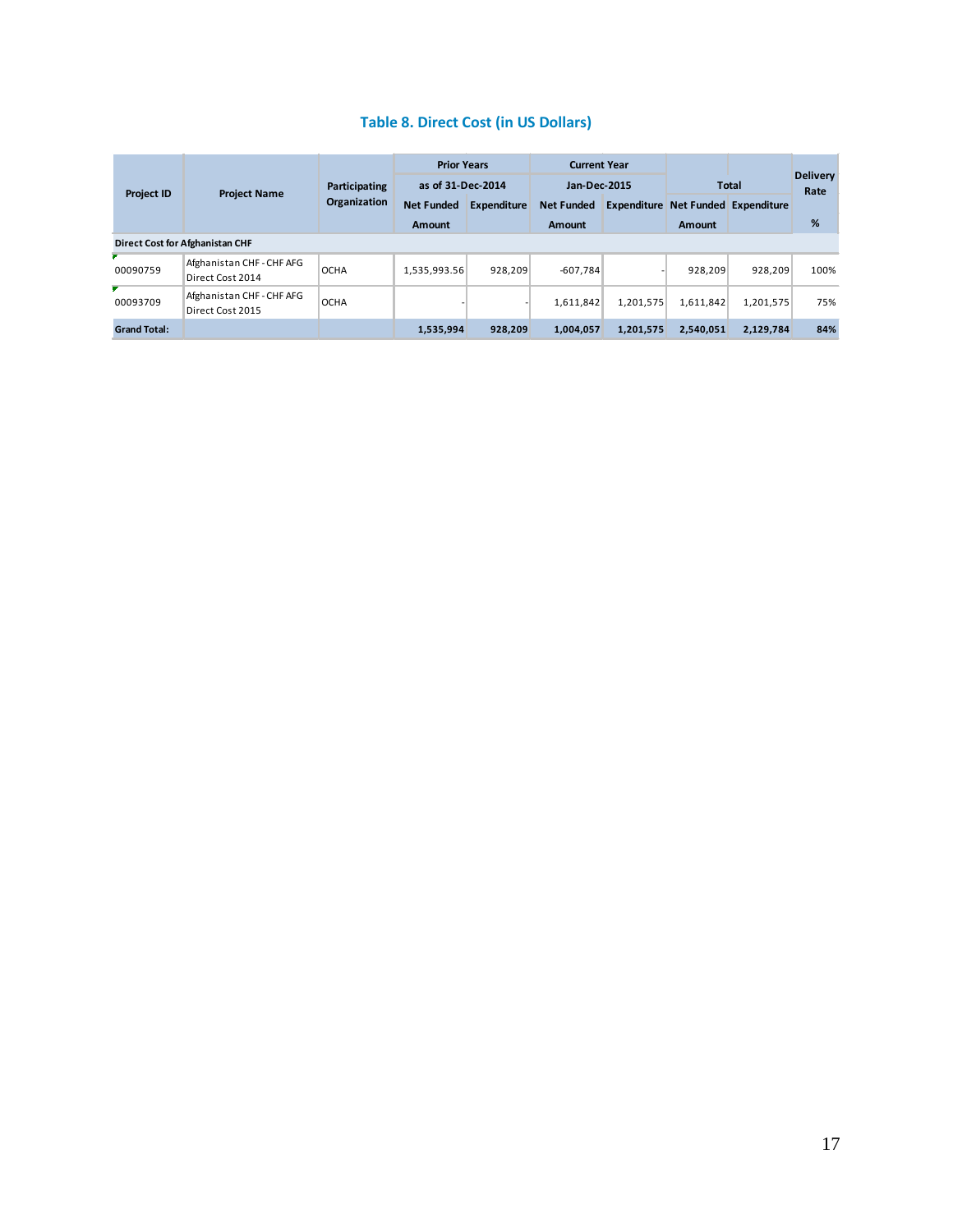### Table 8. Direct Cost (in US Dollars)

| Project ID | Project Name | Participating Organization | Prior Years as of 31-Dec-2014 | | Current Year Jan-Dec-2015 | | Total | | Delivery Rate |
|---|---|---|---|---|---|---|---|---|---|
| | | | Net Funded Amount | Expenditure | Net Funded Amount | Expenditure | Net Funded Amount | Expenditure | % |
| **Direct Cost for Afghanistan CHF** | | | | | | | | | |
| 00090759 | Afghanistan CHF - CHF AFG Direct Cost 2014 | OCHA | 1,535,993.56 | 928,209 | -607,784 | - | 928,209 | 928,209 | 100% |
| 00093709 | Afghanistan CHF - CHF AFG Direct Cost 2015 | OCHA | - | - | 1,611,842 | 1,201,575 | 1,611,842 | 1,201,575 | 75% |
| **Grand Total:** | | | **1,535,994** | **928,209** | **1,004,057** | **1,201,575** | **2,540,051** | **2,129,784** | **84%** |